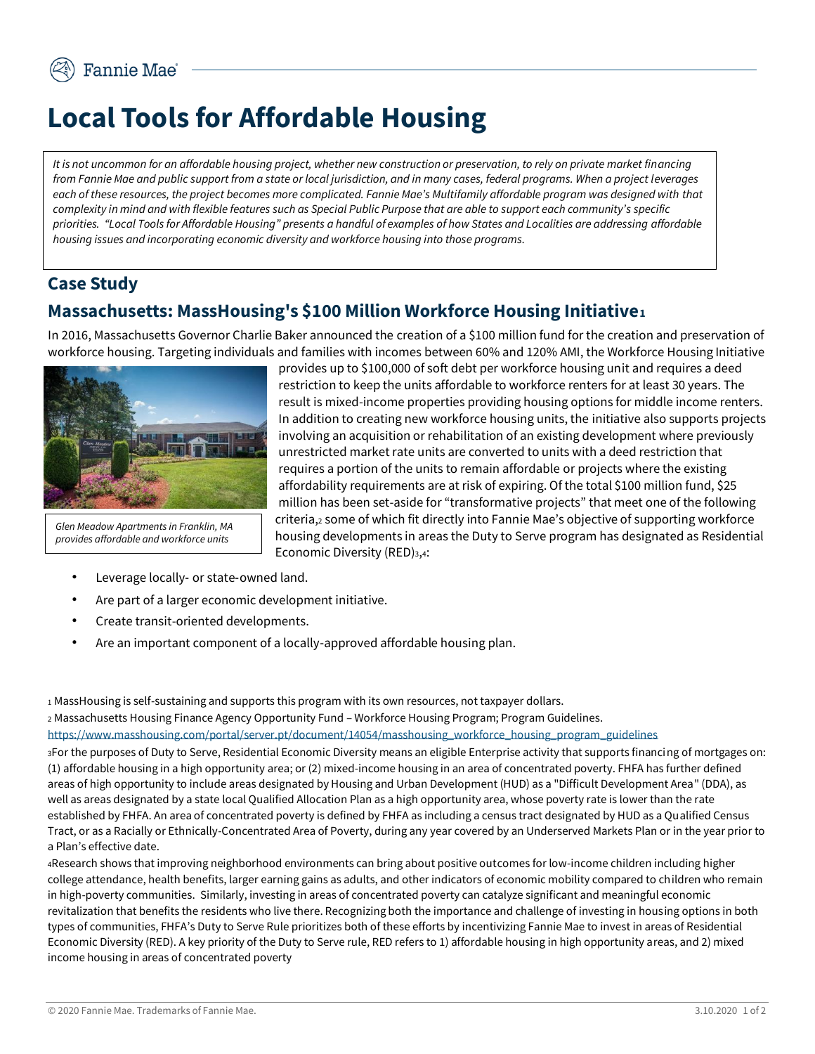# Local Tools for Affordable Housing

*It is not uncommon for an affordable housing project, whether new construction or preservation, to rely on private market financing from Fannie Mae and public support from a state or local jurisdiction, and in many cases, federal programs. When a project leverages each of these resources, the project becomes more complicated. Fannie Mae's Multifamily affordable program was designed with that complexity in mind and with flexible features such as Special Public Purpose that are able to support each community's specific priorities. "Local Tools for Affordable Housing" presents a handful of examples of how States and Localities are addressing affordable housing issues and incorporating economic diversity and workforce housing into those programs.*

## Case Study

## Massachusetts: MassHousing's $100 Million Workforce Housing Initiative[1]

In 2016, Massachusetts Governor Charlie Baker announced the creation of a $100 million fund for the creation and preservation of workforce housing. Targeting individuals and families with incomes between 60% and 120% AMI, the Workforce Housing Initiative provides up to $100,000 of soft debt per workforce housing unit and requires a deed restriction to keep the units affordable to workforce renters for at least 30 years. The result is mixed-income properties providing housing options for middle income renters. In addition to creating new workforce housing units, the initiative also supports projects involving an acquisition or rehabilitation of an existing development where previously unrestricted market rate units are converted to units with a deed restriction that requires a portion of the units to remain affordable or projects where the existing affordability requirements are at risk of expiring. Of the total $100 million fund, $25 million has been set-aside for "transformative projects" that meet one of the following criteria,[2] some of which fit directly into Fannie Mae's objective of supporting workforce housing developments in areas the Duty to Serve program has designated as Residential Economic Diversity (RED)[3,4]:

*Glen Meadow Apartments in Franklin, MA provides affordable and workforce units*

- Leverage locally- or state-owned land.
- Are part of a larger economic development initiative.
- Create transit-oriented developments.
- Are an important component of a locally-approved affordable housing plan.

[1] MassHousing is self-sustaining and supports this program with its own resources, not taxpayer dollars.

[2] Massachusetts Housing Finance Agency Opportunity Fund – Workforce Housing Program; Program Guidelines. https://www.masshousing.com/portal/server.pt/document/14054/masshousing_workforce_housing_program_guidelines

[3] For the purposes of Duty to Serve, Residential Economic Diversity means an eligible Enterprise activity that supports financing of mortgages on: (1) affordable housing in a high opportunity area; or (2) mixed-income housing in an area of concentrated poverty. FHFA has further defined areas of high opportunity to include areas designated by Housing and Urban Development (HUD) as a "Difficult Development Area" (DDA), as well as areas designated by a state local Qualified Allocation Plan as a high opportunity area, whose poverty rate is lower than the rate established by FHFA. An area of concentrated poverty is defined by FHFA as including a census tract designated by HUD as a Qualified Census Tract, or as a Racially or Ethnically-Concentrated Area of Poverty, during any year covered by an Underserved Markets Plan or in the year prior to a Plan's effective date.

[4] Research shows that improving neighborhood environments can bring about positive outcomes for low-income children including higher college attendance, health benefits, larger earning gains as adults, and other indicators of economic mobility compared to children who remain in high-poverty communities. Similarly, investing in areas of concentrated poverty can catalyze significant and meaningful economic revitalization that benefits the residents who live there. Recognizing both the importance and challenge of investing in housing options in both types of communities, FHFA's Duty to Serve Rule prioritizes both of these efforts by incentivizing Fannie Mae to invest in areas of Residential Economic Diversity (RED). A key priority of the Duty to Serve rule, RED refers to 1) affordable housing in high opportunity areas, and 2) mixed income housing in areas of concentrated poverty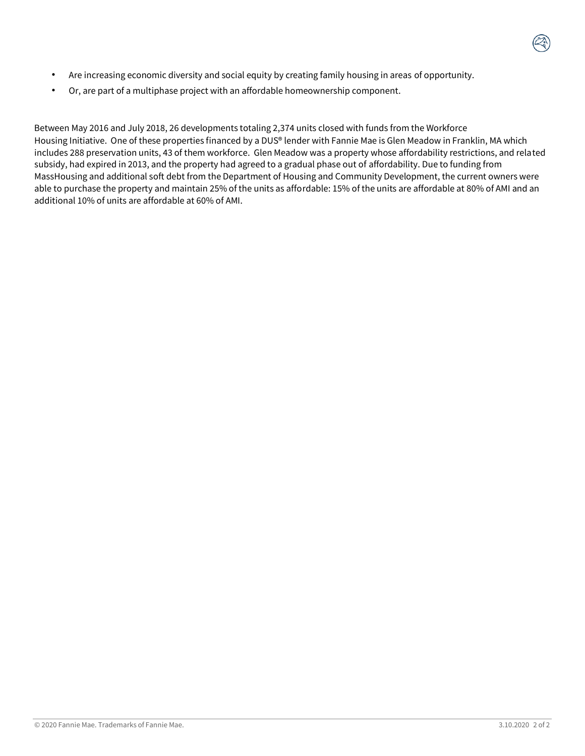- Are increasing economic diversity and social equity by creating family housing in areas of opportunity.
- Or, are part of a multiphase project with an affordable homeownership component.

Between May 2016 and July 2018, 26 developments totaling 2,374 units closed with funds from the Workforce Housing Initiative. One of these properties financed by a DUS® lender with Fannie Mae is Glen Meadow in Franklin, MA which includes 288 preservation units, 43 of them workforce. Glen Meadow was a property whose affordability restrictions, and related subsidy, had expired in 2013, and the property had agreed to a gradual phase out of affordability. Due to funding from MassHousing and additional soft debt from the Department of Housing and Community Development, the current owners were able to purchase the property and maintain 25% of the units as affordable: 15% of the units are affordable at 80% of AMI and an additional 10% of units are affordable at 60% of AMI.